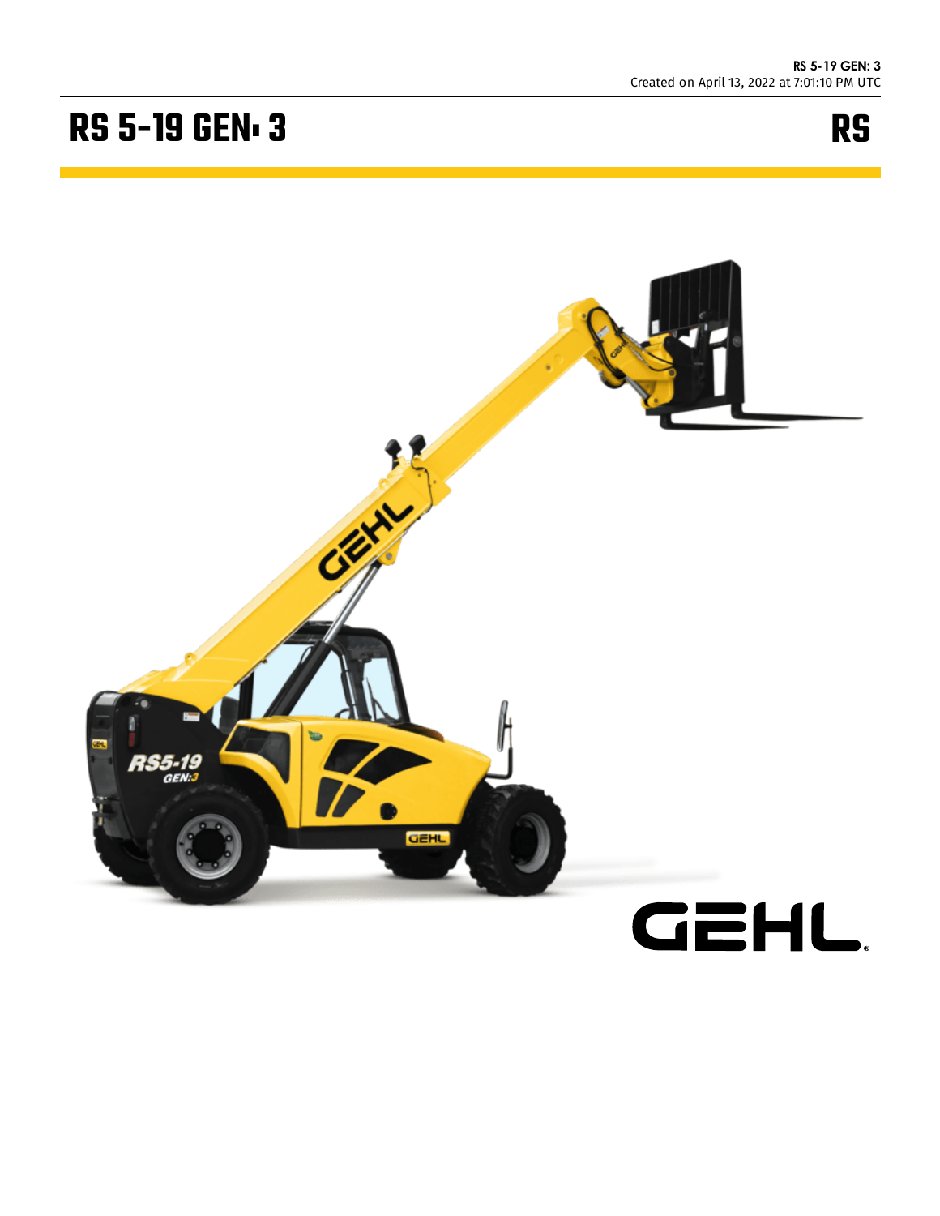RS 5-19 GEN: 3
Created on April 13, 2022 at 7:01:10 PM UTC

# RS 5-19 GEN: 3

RS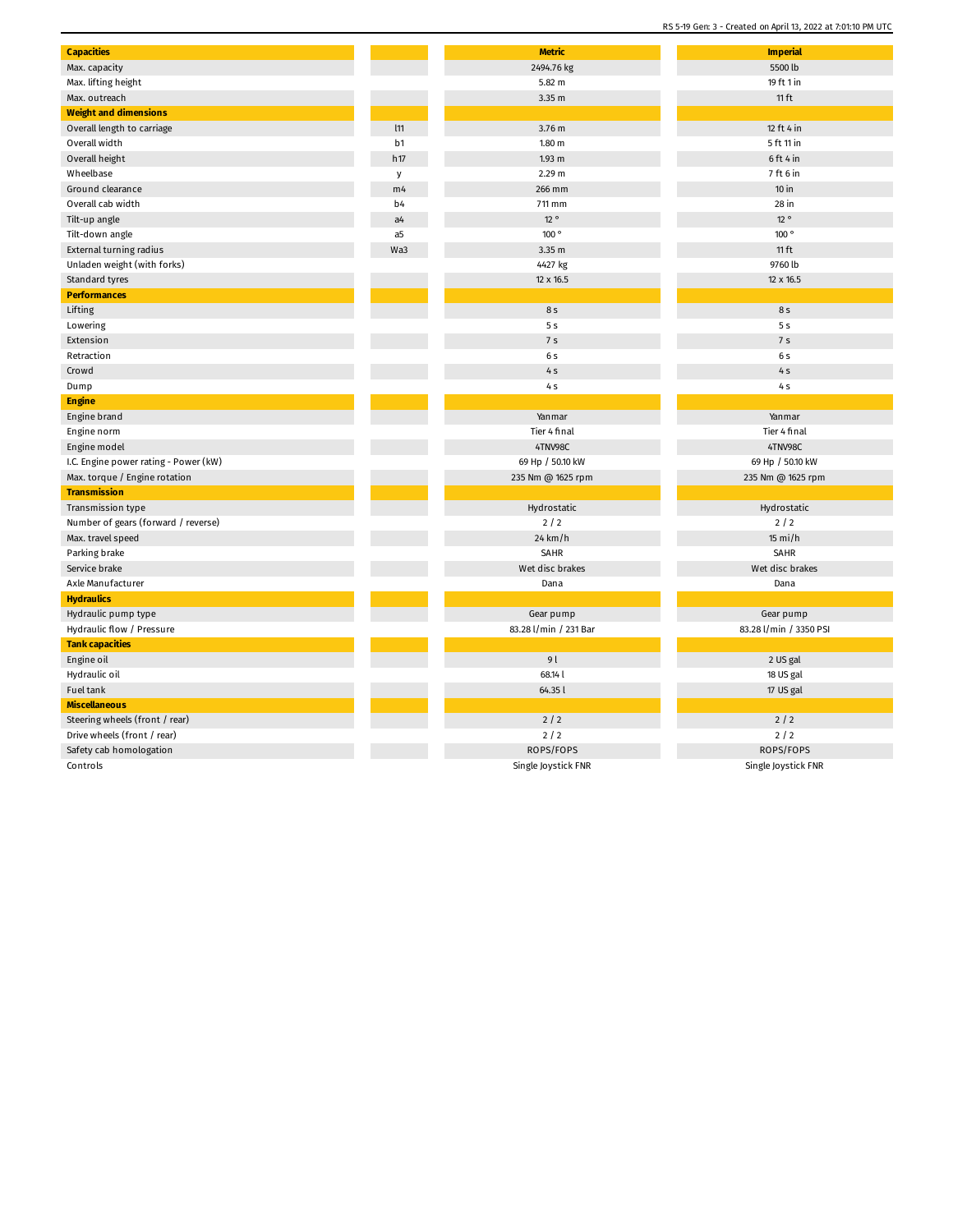| Capacities | | Metric | Imperial |
|---|---|---|---|
| Max. capacity | | 2494.76 kg | 5500 lb |
| Max. lifting height | | 5.82 m | 19 ft 1 in |
| Max. outreach | | 3.35 m | 11 ft |
| **Weight and dimensions** | | | |
| Overall length to carriage | l11 | 3.76 m | 12 ft 4 in |
| Overall width | b1 | 1.80 m | 5 ft 11 in |
| Overall height | h17 | 1.93 m | 6 ft 4 in |
| Wheelbase | y | 2.29 m | 7 ft 6 in |
| Ground clearance | m4 | 266 mm | 10 in |
| Overall cab width | b4 | 711 mm | 28 in |
| Tilt-up angle | a4 | 12 ° | 12 ° |
| Tilt-down angle | a5 | 100 ° | 100 ° |
| External turning radius | Wa3 | 3.35 m | 11 ft |
| Unladen weight (with forks) | | 4427 kg | 9760 lb |
| Standard tyres | | 12 x 16.5 | 12 x 16.5 |
| **Performances** | | | |
| Lifting | | 8 s | 8 s |
| Lowering | | 5 s | 5 s |
| Extension | | 7 s | 7 s |
| Retraction | | 6 s | 6 s |
| Crowd | | 4 s | 4 s |
| Dump | | 4 s | 4 s |
| **Engine** | | | |
| Engine brand | | Yanmar | Yanmar |
| Engine norm | | Tier 4 final | Tier 4 final |
| Engine model | | 4TNV98C | 4TNV98C |
| I.C. Engine power rating - Power (kW) | | 69 Hp / 50.10 kW | 69 Hp / 50.10 kW |
| Max. torque / Engine rotation | | 235 Nm @ 1625 rpm | 235 Nm @ 1625 rpm |
| **Transmission** | | | |
| Transmission type | | Hydrostatic | Hydrostatic |
| Number of gears (forward / reverse) | | 2 / 2 | 2 / 2 |
| Max. travel speed | | 24 km/h | 15 mi/h |
| Parking brake | | SAHR | SAHR |
| Service brake | | Wet disc brakes | Wet disc brakes |
| Axle Manufacturer | | Dana | Dana |
| **Hydraulics** | | | |
| Hydraulic pump type | | Gear pump | Gear pump |
| Hydraulic flow / Pressure | | 83.28 l/min / 231 Bar | 83.28 l/min / 3350 PSI |
| **Tank capacities** | | | |
| Engine oil | | 9 l | 2 US gal |
| Hydraulic oil | | 68.14 l | 18 US gal |
| Fuel tank | | 64.35 l | 17 US gal |
| **Miscellaneous** | | | |
| Steering wheels (front / rear) | | 2 / 2 | 2 / 2 |
| Drive wheels (front / rear) | | 2 / 2 | 2 / 2 |
| Safety cab homologation | | ROPS/FOPS | ROPS/FOPS |
| Controls | | Single Joystick FNR | Single Joystick FNR |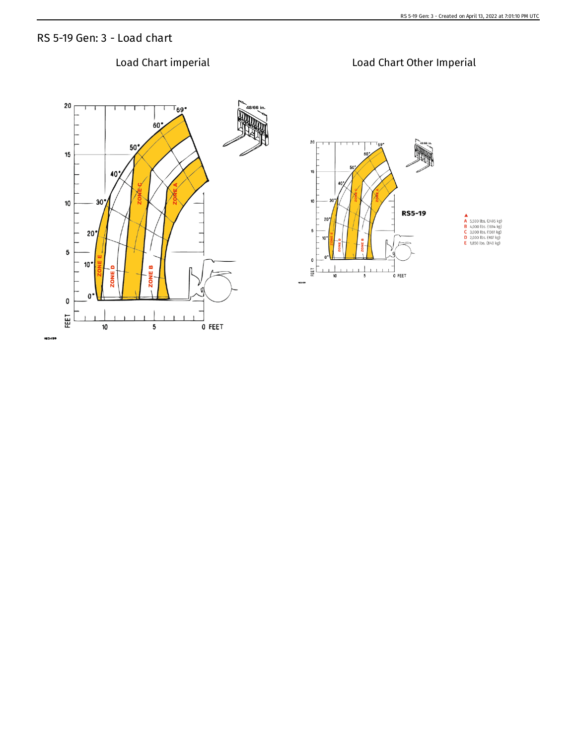# RS 5-19 Gen: 3 - Load chart

## Load Chart imperial

## Load Chart Other Imperial

**RS5-19**

- A 5,500 lbs. (2495 kg)
- B 4,000 lbs. (1814 kg)
- C 3,000 lbs. (1361 kg)
- D 2,000 lbs. (907 kg)
- E 1,850 lbs. (840 kg)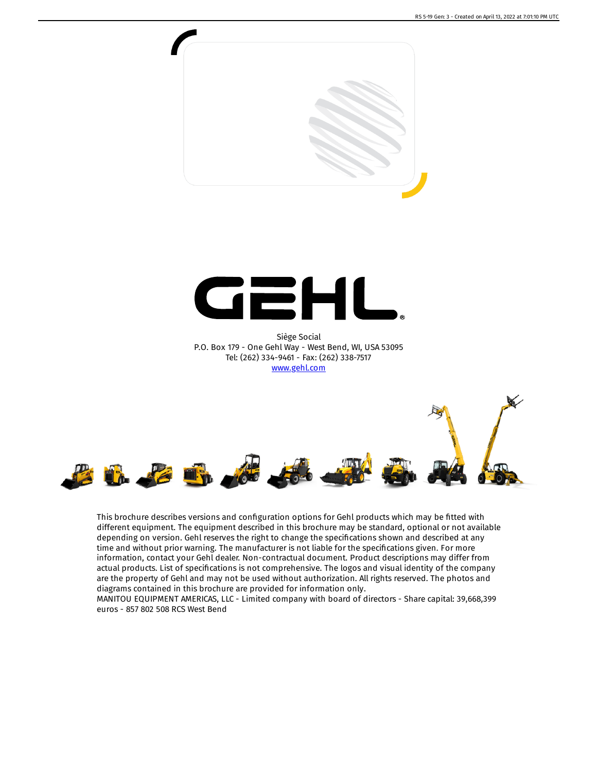GEHL®

Siège Social
P.O. Box 179 - One Gehl Way - West Bend, WI, USA 53095
Tel: (262) 334-9461 - Fax: (262) 338-7517
www.gehl.com

This brochure describes versions and configuration options for Gehl products which may be fitted with different equipment. The equipment described in this brochure may be standard, optional or not available depending on version. Gehl reserves the right to change the specifications shown and described at any time and without prior warning. The manufacturer is not liable for the specifications given. For more information, contact your Gehl dealer. Non-contractual document. Product descriptions may differ from actual products. List of specifications is not comprehensive. The logos and visual identity of the company are the property of Gehl and may not be used without authorization. All rights reserved. The photos and diagrams contained in this brochure are provided for information only.
MANITOU EQUIPMENT AMERICAS, LLC - Limited company with board of directors - Share capital: 39,668,399 euros - 857 802 508 RCS West Bend